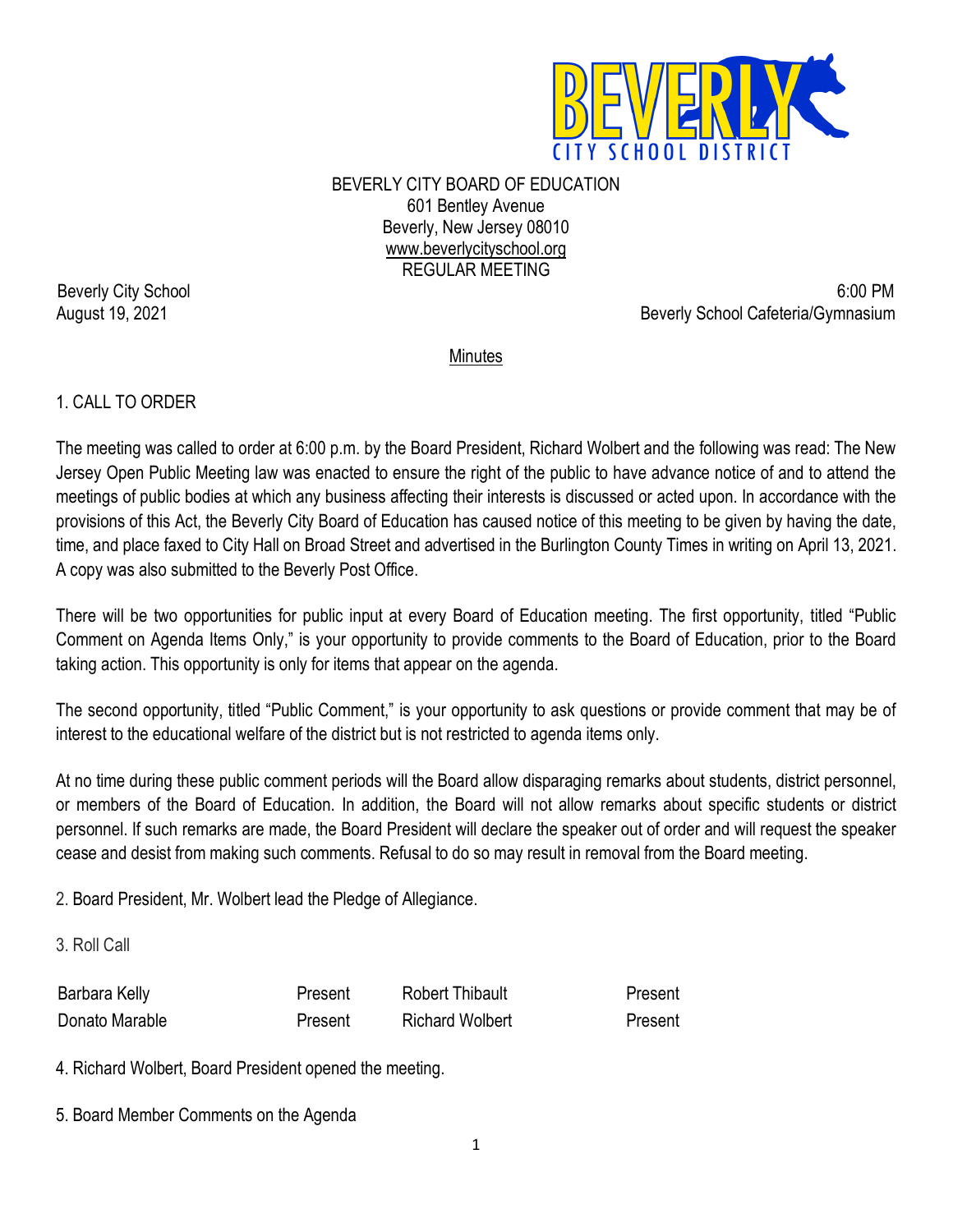BEVERLY CITY BOARD OF EDUCATION
601 Bentley Avenue
Beverly, New Jersey 08010
www.beverlycityschool.org
REGULAR MEETING

Beverly City School — 6:00 PM
August 19, 2021 — Beverly School Cafeteria/Gymnasium

## Minutes

1. CALL TO ORDER

The meeting was called to order at 6:00 p.m. by the Board President, Richard Wolbert and the following was read: The New Jersey Open Public Meeting law was enacted to ensure the right of the public to have advance notice of and to attend the meetings of public bodies at which any business affecting their interests is discussed or acted upon. In accordance with the provisions of this Act, the Beverly City Board of Education has caused notice of this meeting to be given by having the date, time, and place faxed to City Hall on Broad Street and advertised in the Burlington County Times in writing on April 13, 2021. A copy was also submitted to the Beverly Post Office.

There will be two opportunities for public input at every Board of Education meeting. The first opportunity, titled "Public Comment on Agenda Items Only," is your opportunity to provide comments to the Board of Education, prior to the Board taking action. This opportunity is only for items that appear on the agenda.

The second opportunity, titled "Public Comment," is your opportunity to ask questions or provide comment that may be of interest to the educational welfare of the district but is not restricted to agenda items only.

At no time during these public comment periods will the Board allow disparaging remarks about students, district personnel, or members of the Board of Education. In addition, the Board will not allow remarks about specific students or district personnel. If such remarks are made, the Board President will declare the speaker out of order and will request the speaker cease and desist from making such comments. Refusal to do so may result in removal from the Board meeting.

2. Board President, Mr. Wolbert lead the Pledge of Allegiance.

3. Roll Call

| | | | |
|---|---|---|---|
| Barbara Kelly | Present | Robert Thibault | Present |
| Donato Marable | Present | Richard Wolbert | Present |

4. Richard Wolbert, Board President opened the meeting.

5. Board Member Comments on the Agenda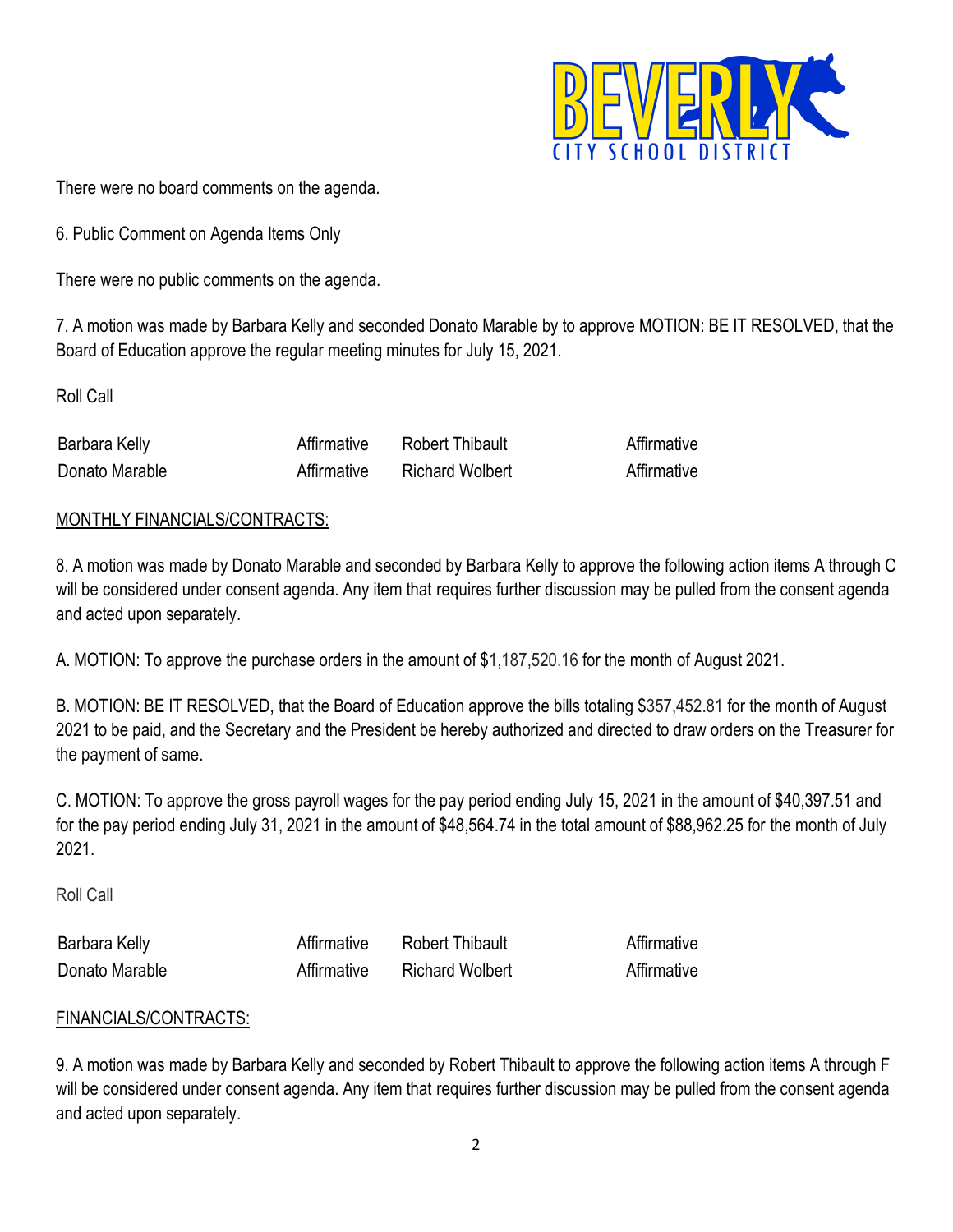There were no board comments on the agenda.

6. Public Comment on Agenda Items Only

There were no public comments on the agenda.

7. A motion was made by Barbara Kelly and seconded Donato Marable by to approve MOTION: BE IT RESOLVED, that the Board of Education approve the regular meeting minutes for July 15, 2021.

Roll Call

| | | | |
|---|---|---|---|
| Barbara Kelly | Affirmative | Robert Thibault | Affirmative |
| Donato Marable | Affirmative | Richard Wolbert | Affirmative |

MONTHLY FINANCIALS/CONTRACTS:

8. A motion was made by Donato Marable and seconded by Barbara Kelly to approve the following action items A through C will be considered under consent agenda. Any item that requires further discussion may be pulled from the consent agenda and acted upon separately.

A. MOTION: To approve the purchase orders in the amount of $1,187,520.16 for the month of August 2021.

B. MOTION: BE IT RESOLVED, that the Board of Education approve the bills totaling $357,452.81 for the month of August 2021 to be paid, and the Secretary and the President be hereby authorized and directed to draw orders on the Treasurer for the payment of same.

C. MOTION: To approve the gross payroll wages for the pay period ending July 15, 2021 in the amount of $40,397.51 and for the pay period ending July 31, 2021 in the amount of $48,564.74 in the total amount of $88,962.25 for the month of July 2021.

Roll Call

| | | | |
|---|---|---|---|
| Barbara Kelly | Affirmative | Robert Thibault | Affirmative |
| Donato Marable | Affirmative | Richard Wolbert | Affirmative |

FINANCIALS/CONTRACTS:

9. A motion was made by Barbara Kelly and seconded by Robert Thibault to approve the following action items A through F will be considered under consent agenda. Any item that requires further discussion may be pulled from the consent agenda and acted upon separately.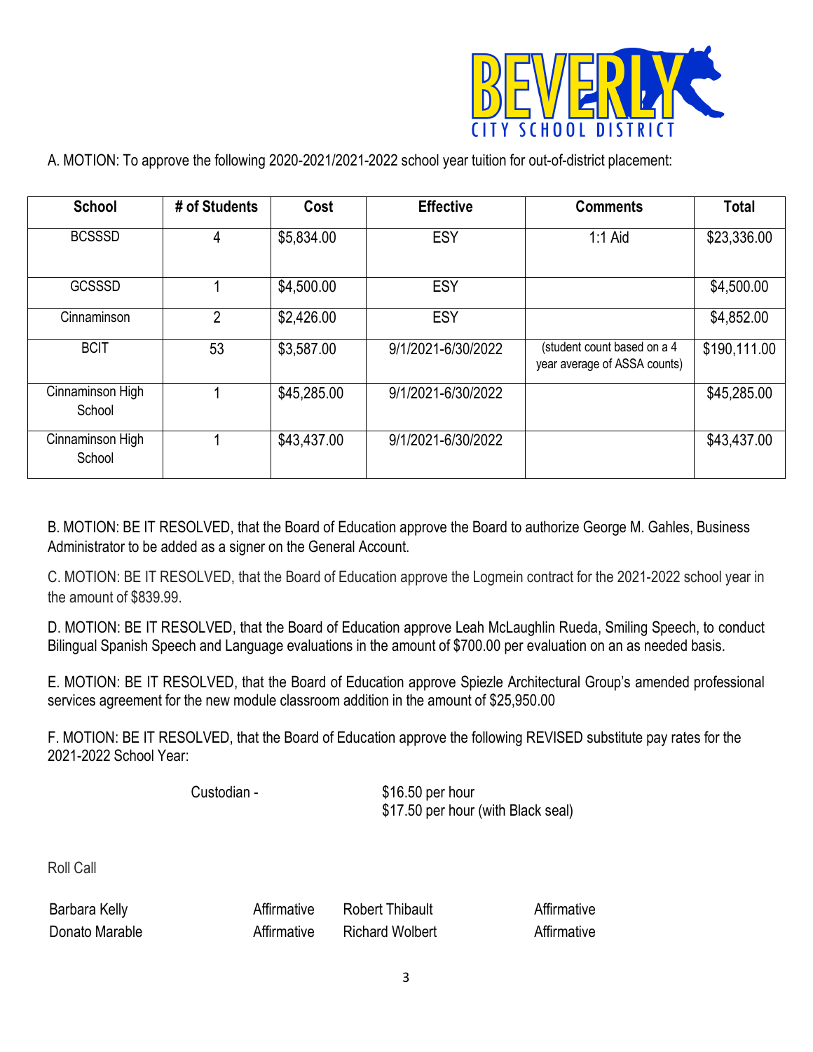A. MOTION: To approve the following 2020-2021/2021-2022 school year tuition for out-of-district placement:

| School | # of Students | Cost | Effective | Comments | Total |
|---|---|---|---|---|---|
| BCSSSD | 4 | $5,834.00 | ESY | 1:1 Aid | $23,336.00 |
| GCSSSD | 1 | $4,500.00 | ESY | | $4,500.00 |
| Cinnaminson | 2 | $2,426.00 | ESY | | $4,852.00 |
| BCIT | 53 | $3,587.00 | 9/1/2021-6/30/2022 | (student count based on a 4 year average of ASSA counts) | $190,111.00 |
| Cinnaminson High School | 1 | $45,285.00 | 9/1/2021-6/30/2022 | | $45,285.00 |
| Cinnaminson High School | 1 | $43,437.00 | 9/1/2021-6/30/2022 | | $43,437.00 |

B. MOTION: BE IT RESOLVED, that the Board of Education approve the Board to authorize George M. Gahles, Business Administrator to be added as a signer on the General Account.

C. MOTION: BE IT RESOLVED, that the Board of Education approve the Logmein contract for the 2021-2022 school year in the amount of $839.99.

D. MOTION: BE IT RESOLVED, that the Board of Education approve Leah McLaughlin Rueda, Smiling Speech, to conduct Bilingual Spanish Speech and Language evaluations in the amount of $700.00 per evaluation on an as needed basis.

E. MOTION: BE IT RESOLVED, that the Board of Education approve Spiezle Architectural Group's amended professional services agreement for the new module classroom addition in the amount of $25,950.00

F. MOTION: BE IT RESOLVED, that the Board of Education approve the following REVISED substitute pay rates for the 2021-2022 School Year:

Custodian - $16.50 per hour
$17.50 per hour (with Black seal)

Roll Call

| | | | |
|---|---|---|---|
| Barbara Kelly | Affirmative | Robert Thibault | Affirmative |
| Donato Marable | Affirmative | Richard Wolbert | Affirmative |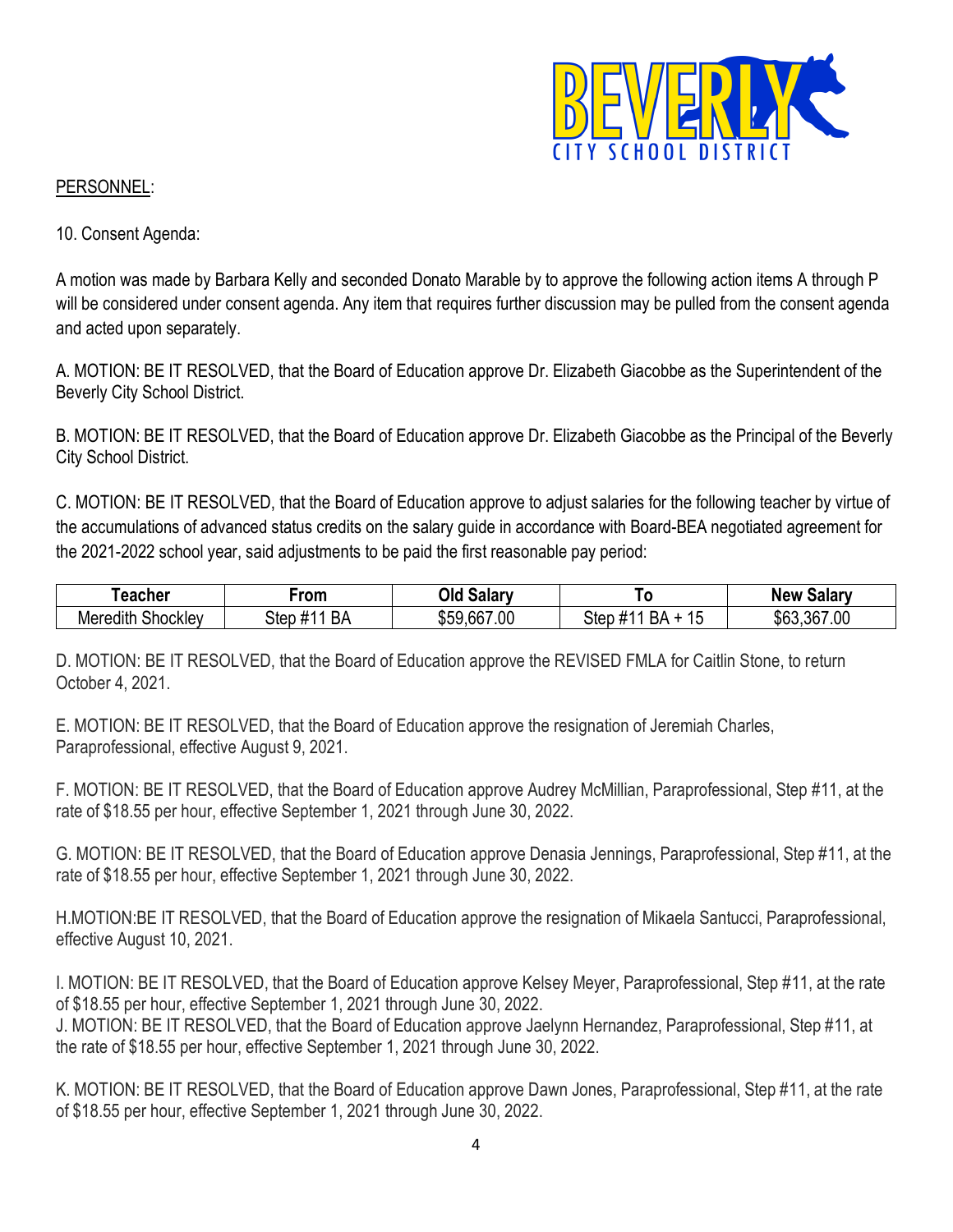PERSONNEL:

10. Consent Agenda:

A motion was made by Barbara Kelly and seconded Donato Marable by to approve the following action items A through P will be considered under consent agenda. Any item that requires further discussion may be pulled from the consent agenda and acted upon separately.

A. MOTION: BE IT RESOLVED, that the Board of Education approve Dr. Elizabeth Giacobbe as the Superintendent of the Beverly City School District.

B. MOTION: BE IT RESOLVED, that the Board of Education approve Dr. Elizabeth Giacobbe as the Principal of the Beverly City School District.

C. MOTION: BE IT RESOLVED, that the Board of Education approve to adjust salaries for the following teacher by virtue of the accumulations of advanced status credits on the salary guide in accordance with Board-BEA negotiated agreement for the 2021-2022 school year, said adjustments to be paid the first reasonable pay period:

| Teacher | From | Old Salary | To | New Salary |
|---|---|---|---|---|
| Meredith Shockley | Step #11 BA | $59,667.00 | Step #11 BA + 15 | $63,367.00 |

D. MOTION: BE IT RESOLVED, that the Board of Education approve the REVISED FMLA for Caitlin Stone, to return October 4, 2021.

E. MOTION: BE IT RESOLVED, that the Board of Education approve the resignation of Jeremiah Charles, Paraprofessional, effective August 9, 2021.

F. MOTION: BE IT RESOLVED, that the Board of Education approve Audrey McMillian, Paraprofessional, Step #11, at the rate of $18.55 per hour, effective September 1, 2021 through June 30, 2022.

G. MOTION: BE IT RESOLVED, that the Board of Education approve Denasia Jennings, Paraprofessional, Step #11, at the rate of $18.55 per hour, effective September 1, 2021 through June 30, 2022.

H.MOTION:BE IT RESOLVED, that the Board of Education approve the resignation of Mikaela Santucci, Paraprofessional, effective August 10, 2021.

I. MOTION: BE IT RESOLVED, that the Board of Education approve Kelsey Meyer, Paraprofessional, Step #11, at the rate of $18.55 per hour, effective September 1, 2021 through June 30, 2022.

J. MOTION: BE IT RESOLVED, that the Board of Education approve Jaelynn Hernandez, Paraprofessional, Step #11, at the rate of $18.55 per hour, effective September 1, 2021 through June 30, 2022.

K. MOTION: BE IT RESOLVED, that the Board of Education approve Dawn Jones, Paraprofessional, Step #11, at the rate of $18.55 per hour, effective September 1, 2021 through June 30, 2022.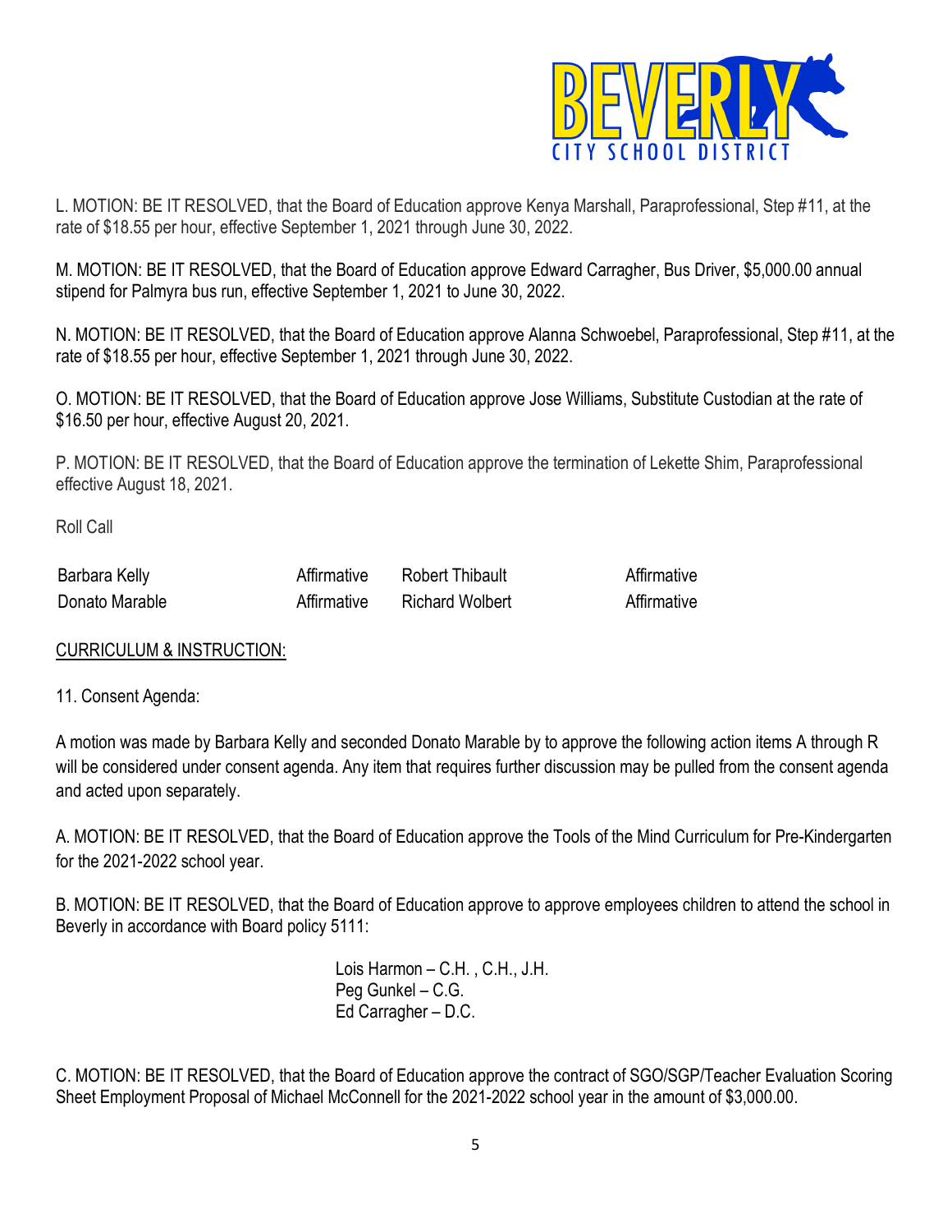L. MOTION: BE IT RESOLVED, that the Board of Education approve Kenya Marshall, Paraprofessional, Step #11, at the rate of $18.55 per hour, effective September 1, 2021 through June 30, 2022.

M. MOTION: BE IT RESOLVED, that the Board of Education approve Edward Carragher, Bus Driver, $5,000.00 annual stipend for Palmyra bus run, effective September 1, 2021 to June 30, 2022.

N. MOTION: BE IT RESOLVED, that the Board of Education approve Alanna Schwoebel, Paraprofessional, Step #11, at the rate of $18.55 per hour, effective September 1, 2021 through June 30, 2022.

O. MOTION: BE IT RESOLVED, that the Board of Education approve Jose Williams, Substitute Custodian at the rate of $16.50 per hour, effective August 20, 2021.

P. MOTION: BE IT RESOLVED, that the Board of Education approve the termination of Lekette Shim, Paraprofessional effective August 18, 2021.

Roll Call

| | | | |
|---|---|---|---|
| Barbara Kelly | Affirmative | Robert Thibault | Affirmative |
| Donato Marable | Affirmative | Richard Wolbert | Affirmative |

<u>CURRICULUM & INSTRUCTION:</u>

11. Consent Agenda:

A motion was made by Barbara Kelly and seconded Donato Marable by to approve the following action items A through R will be considered under consent agenda. Any item that requires further discussion may be pulled from the consent agenda and acted upon separately.

A. MOTION: BE IT RESOLVED, that the Board of Education approve the Tools of the Mind Curriculum for Pre-Kindergarten for the 2021-2022 school year.

B. MOTION: BE IT RESOLVED, that the Board of Education approve to approve employees children to attend the school in Beverly in accordance with Board policy 5111:

Lois Harmon – C.H. , C.H., J.H.
Peg Gunkel – C.G.
Ed Carragher – D.C.

C. MOTION: BE IT RESOLVED, that the Board of Education approve the contract of SGO/SGP/Teacher Evaluation Scoring Sheet Employment Proposal of Michael McConnell for the 2021-2022 school year in the amount of $3,000.00.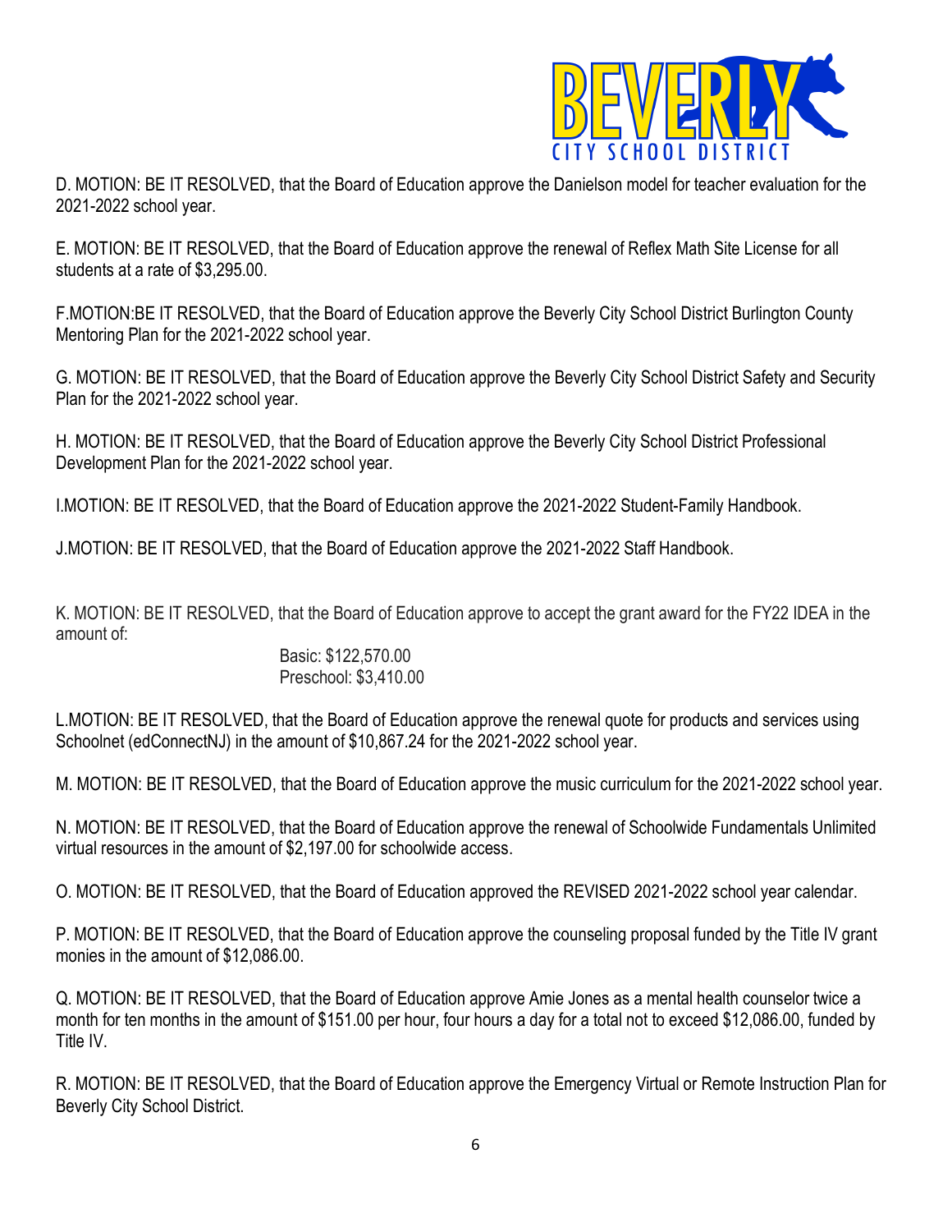D. MOTION: BE IT RESOLVED, that the Board of Education approve the Danielson model for teacher evaluation for the 2021-2022 school year.

E. MOTION: BE IT RESOLVED, that the Board of Education approve the renewal of Reflex Math Site License for all students at a rate of $3,295.00.

F.MOTION:BE IT RESOLVED, that the Board of Education approve the Beverly City School District Burlington County Mentoring Plan for the 2021-2022 school year.

G. MOTION: BE IT RESOLVED, that the Board of Education approve the Beverly City School District Safety and Security Plan for the 2021-2022 school year.

H. MOTION: BE IT RESOLVED, that the Board of Education approve the Beverly City School District Professional Development Plan for the 2021-2022 school year.

I.MOTION: BE IT RESOLVED, that the Board of Education approve the 2021-2022 Student-Family Handbook.

J.MOTION: BE IT RESOLVED, that the Board of Education approve the 2021-2022 Staff Handbook.

K. MOTION: BE IT RESOLVED, that the Board of Education approve to accept the grant award for the FY22 IDEA in the amount of:

Basic: $122,570.00
Preschool: $3,410.00

L.MOTION: BE IT RESOLVED, that the Board of Education approve the renewal quote for products and services using Schoolnet (edConnectNJ) in the amount of $10,867.24 for the 2021-2022 school year.

M. MOTION: BE IT RESOLVED, that the Board of Education approve the music curriculum for the 2021-2022 school year.

N. MOTION: BE IT RESOLVED, that the Board of Education approve the renewal of Schoolwide Fundamentals Unlimited virtual resources in the amount of $2,197.00 for schoolwide access.

O. MOTION: BE IT RESOLVED, that the Board of Education approved the REVISED 2021-2022 school year calendar.

P. MOTION: BE IT RESOLVED, that the Board of Education approve the counseling proposal funded by the Title IV grant monies in the amount of $12,086.00.

Q. MOTION: BE IT RESOLVED, that the Board of Education approve Amie Jones as a mental health counselor twice a month for ten months in the amount of $151.00 per hour, four hours a day for a total not to exceed $12,086.00, funded by Title IV.

R. MOTION: BE IT RESOLVED, that the Board of Education approve the Emergency Virtual or Remote Instruction Plan for Beverly City School District.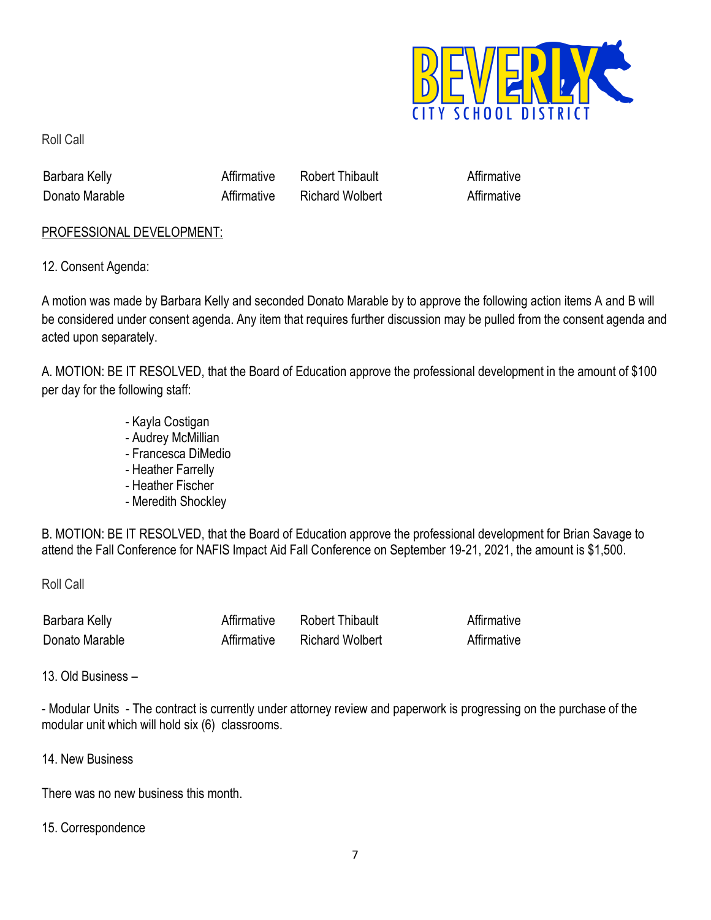Roll Call

| | | | |
|---|---|---|---|
| Barbara Kelly | Affirmative | Robert Thibault | Affirmative |
| Donato Marable | Affirmative | Richard Wolbert | Affirmative |

PROFESSIONAL DEVELOPMENT:

12. Consent Agenda:

A motion was made by Barbara Kelly and seconded Donato Marable by to approve the following action items A and B will be considered under consent agenda. Any item that requires further discussion may be pulled from the consent agenda and acted upon separately.

A. MOTION: BE IT RESOLVED, that the Board of Education approve the professional development in the amount of $100 per day for the following staff:

- Kayla Costigan
- Audrey McMillian
- Francesca DiMedio
- Heather Farrelly
- Heather Fischer
- Meredith Shockley

B. MOTION: BE IT RESOLVED, that the Board of Education approve the professional development for Brian Savage to attend the Fall Conference for NAFIS Impact Aid Fall Conference on September 19-21, 2021, the amount is $1,500.

Roll Call

| | | | |
|---|---|---|---|
| Barbara Kelly | Affirmative | Robert Thibault | Affirmative |
| Donato Marable | Affirmative | Richard Wolbert | Affirmative |

13. Old Business –

- Modular Units - The contract is currently under attorney review and paperwork is progressing on the purchase of the modular unit which will hold six (6) classrooms.

14. New Business

There was no new business this month.

15. Correspondence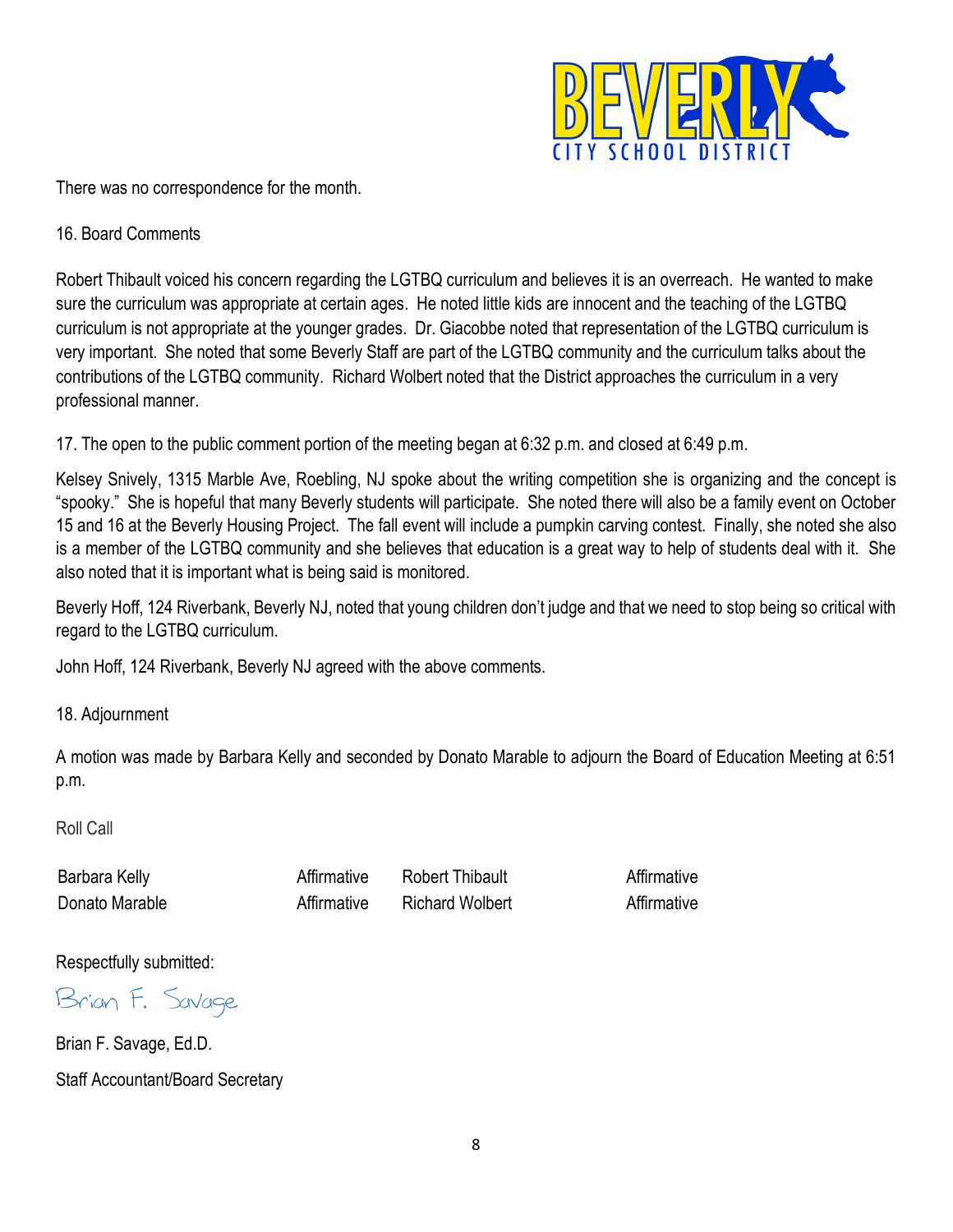There was no correspondence for the month.

16. Board Comments

Robert Thibault voiced his concern regarding the LGTBQ curriculum and believes it is an overreach. He wanted to make sure the curriculum was appropriate at certain ages. He noted little kids are innocent and the teaching of the LGTBQ curriculum is not appropriate at the younger grades. Dr. Giacobbe noted that representation of the LGTBQ curriculum is very important. She noted that some Beverly Staff are part of the LGTBQ community and the curriculum talks about the contributions of the LGTBQ community. Richard Wolbert noted that the District approaches the curriculum in a very professional manner.

17. The open to the public comment portion of the meeting began at 6:32 p.m. and closed at 6:49 p.m.

Kelsey Snively, 1315 Marble Ave, Roebling, NJ spoke about the writing competition she is organizing and the concept is "spooky." She is hopeful that many Beverly students will participate. She noted there will also be a family event on October 15 and 16 at the Beverly Housing Project. The fall event will include a pumpkin carving contest. Finally, she noted she also is a member of the LGTBQ community and she believes that education is a great way to help of students deal with it. She also noted that it is important what is being said is monitored.

Beverly Hoff, 124 Riverbank, Beverly NJ, noted that young children don't judge and that we need to stop being so critical with regard to the LGTBQ curriculum.

John Hoff, 124 Riverbank, Beverly NJ agreed with the above comments.

18. Adjournment

A motion was made by Barbara Kelly and seconded by Donato Marable to adjourn the Board of Education Meeting at 6:51 p.m.

Roll Call

| | | | |
|---|---|---|---|
| Barbara Kelly | Affirmative | Robert Thibault | Affirmative |
| Donato Marable | Affirmative | Richard Wolbert | Affirmative |

Respectfully submitted:

Brian F. Savage

Brian F. Savage, Ed.D.

Staff Accountant/Board Secretary